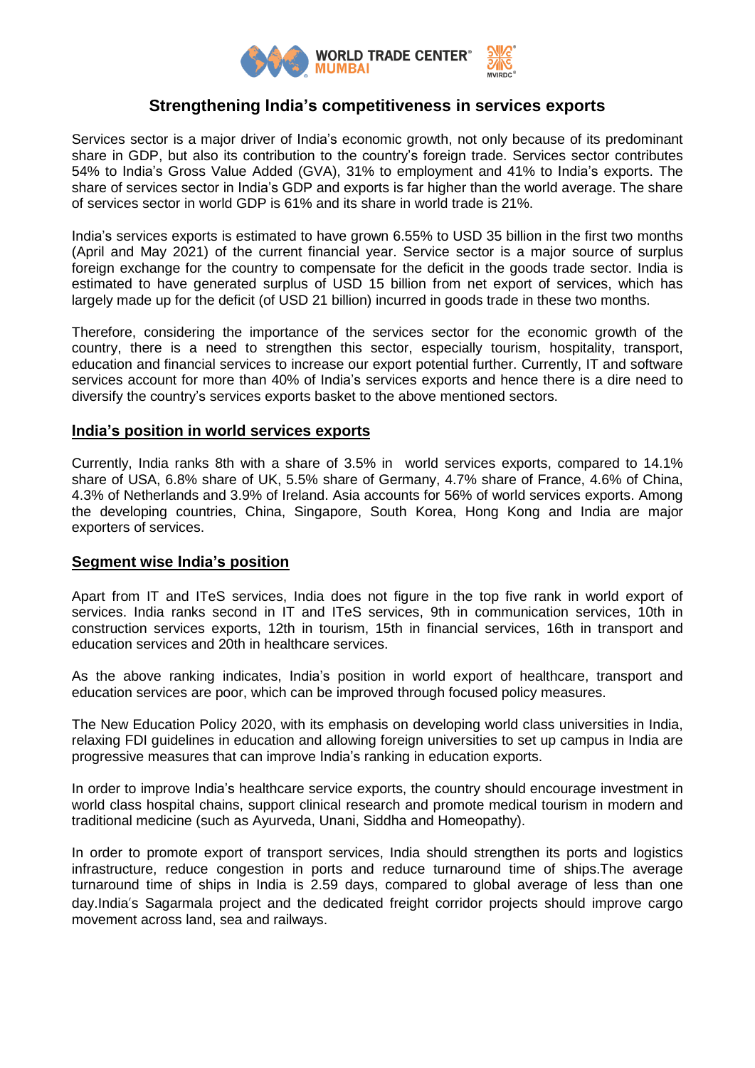# Strengthening India's competitiveness in services exports

Services sector is a major driver of India's economic growth, not only because of its predominant share in GDP, but also its contribution to the country's foreign trade. Services sector contributes 54% to India's Gross Value Added (GVA), 31% to employment and 41% to India's exports. The share of services sector in India's GDP and exports is far higher than the world average. The share of services sector in world GDP is 61% and its share in world trade is 21%.

India's services exports is estimated to have grown 6.55% to USD 35 billion in the first two months (April and May 2021) of the current financial year. Service sector is a major source of surplus foreign exchange for the country to compensate for the deficit in the goods trade sector. India is estimated to have generated surplus of USD 15 billion from net export of services, which has largely made up for the deficit (of USD 21 billion) incurred in goods trade in these two months.

Therefore, considering the importance of the services sector for the economic growth of the country, there is a need to strengthen this sector, especially tourism, hospitality, transport, education and financial services to increase our export potential further. Currently, IT and software services account for more than 40% of India's services exports and hence there is a dire need to diversify the country's services exports basket to the above mentioned sectors.

## India's position in world services exports

Currently, India ranks 8th with a share of 3.5% in world services exports, compared to 14.1% share of USA, 6.8% share of UK, 5.5% share of Germany, 4.7% share of France, 4.6% of China, 4.3% of Netherlands and 3.9% of Ireland. Asia accounts for 56% of world services exports. Among the developing countries, China, Singapore, South Korea, Hong Kong and India are major exporters of services.

## Segment wise India's position

Apart from IT and ITeS services, India does not figure in the top five rank in world export of services. India ranks second in IT and ITeS services, 9th in communication services, 10th in construction services exports, 12th in tourism, 15th in financial services, 16th in transport and education services and 20th in healthcare services.

As the above ranking indicates, India's position in world export of healthcare, transport and education services are poor, which can be improved through focused policy measures.

The New Education Policy 2020, with its emphasis on developing world class universities in India, relaxing FDI guidelines in education and allowing foreign universities to set up campus in India are progressive measures that can improve India's ranking in education exports.

In order to improve India's healthcare service exports, the country should encourage investment in world class hospital chains, support clinical research and promote medical tourism in modern and traditional medicine (such as Ayurveda, Unani, Siddha and Homeopathy).

In order to promote export of transport services, India should strengthen its ports and logistics infrastructure, reduce congestion in ports and reduce turnaround time of ships.The average turnaround time of ships in India is 2.59 days, compared to global average of less than one day.India's Sagarmala project and the dedicated freight corridor projects should improve cargo movement across land, sea and railways.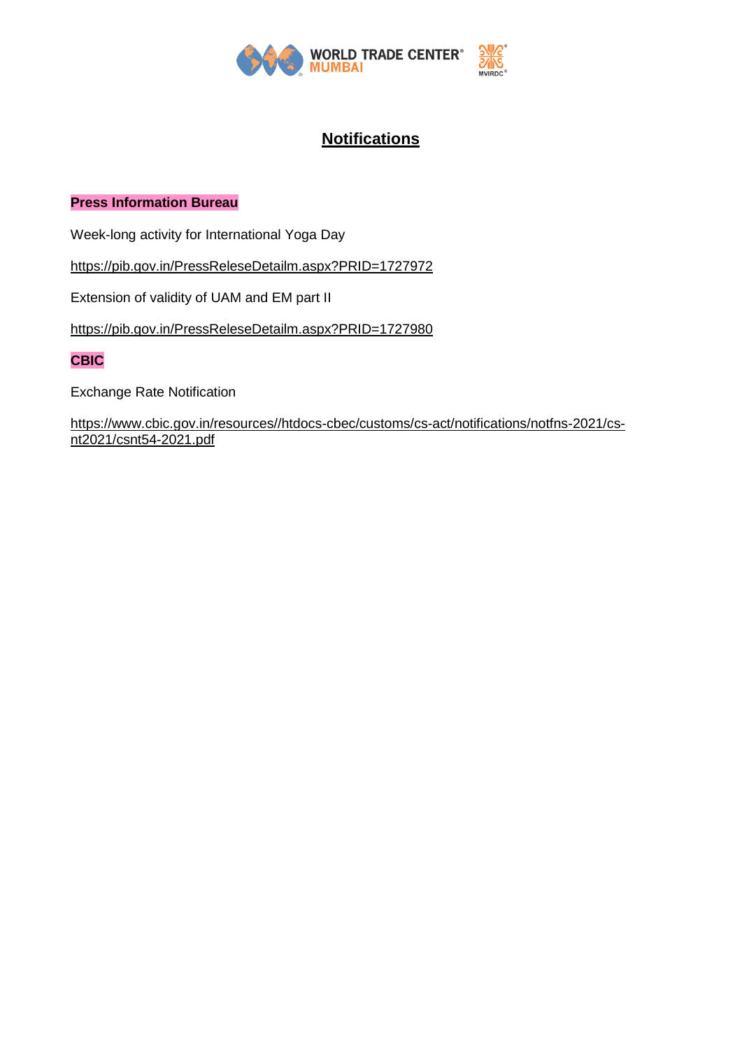# Notifications

**Press Information Bureau**

Week-long activity for International Yoga Day

https://pib.gov.in/PressReleseDetailm.aspx?PRID=1727972

Extension of validity of UAM and EM part II

https://pib.gov.in/PressReleseDetailm.aspx?PRID=1727980

**CBIC**

Exchange Rate Notification

https://www.cbic.gov.in/resources//htdocs-cbec/customs/cs-act/notifications/notfns-2021/cs-nt2021/csnt54-2021.pdf